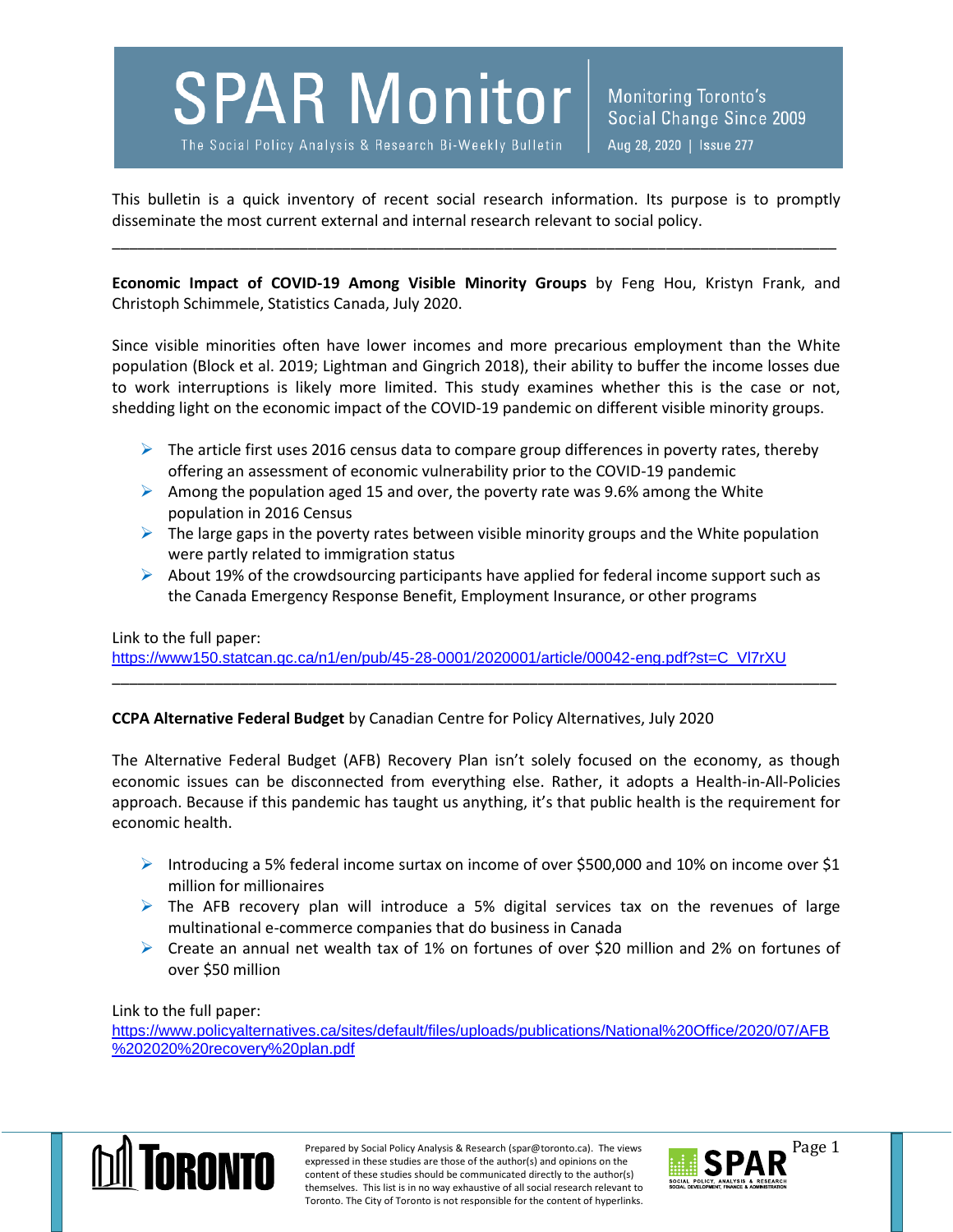# SPAR Monitor

The Social Policy Analysis & Research Bi-Weekly Bulletin

Monitoring Toronto's Social Change Since 2009

Aug 28, 2020 | Issue 277

This bulletin is a quick inventory of recent social research information. Its purpose is to promptly disseminate the most current external and internal research relevant to social policy.

---

**Economic Impact of COVID-19 Among Visible Minority Groups** by Feng Hou, Kristyn Frank, and Christoph Schimmele, Statistics Canada, July 2020.

Since visible minorities often have lower incomes and more precarious employment than the White population (Block et al. 2019; Lightman and Gingrich 2018), their ability to buffer the income losses due to work interruptions is likely more limited. This study examines whether this is the case or not, shedding light on the economic impact of the COVID-19 pandemic on different visible minority groups.

- The article first uses 2016 census data to compare group differences in poverty rates, thereby offering an assessment of economic vulnerability prior to the COVID-19 pandemic
- Among the population aged 15 and over, the poverty rate was 9.6% among the White population in 2016 Census
- The large gaps in the poverty rates between visible minority groups and the White population were partly related to immigration status
- About 19% of the crowdsourcing participants have applied for federal income support such as the Canada Emergency Response Benefit, Employment Insurance, or other programs

Link to the full paper:
https://www150.statcan.gc.ca/n1/en/pub/45-28-0001/2020001/article/00042-eng.pdf?st=C_Vl7rXU

---

**CCPA Alternative Federal Budget** by Canadian Centre for Policy Alternatives, July 2020

The Alternative Federal Budget (AFB) Recovery Plan isn't solely focused on the economy, as though economic issues can be disconnected from everything else. Rather, it adopts a Health-in-All-Policies approach. Because if this pandemic has taught us anything, it's that public health is the requirement for economic health.

- Introducing a 5% federal income surtax on income of over $500,000 and 10% on income over $1 million for millionaires
- The AFB recovery plan will introduce a 5% digital services tax on the revenues of large multinational e-commerce companies that do business in Canada
- Create an annual net wealth tax of 1% on fortunes of over $20 million and 2% on fortunes of over $50 million

Link to the full paper:
https://www.policyalternatives.ca/sites/default/files/uploads/publications/National%20Office/2020/07/AFB%202020%20recovery%20plan.pdf

Prepared by Social Policy Analysis & Research (spar@toronto.ca). The views expressed in these studies are those of the author(s) and opinions on the content of these studies should be communicated directly to the author(s) themselves. This list is in no way exhaustive of all social research relevant to Toronto. The City of Toronto is not responsible for the content of hyperlinks.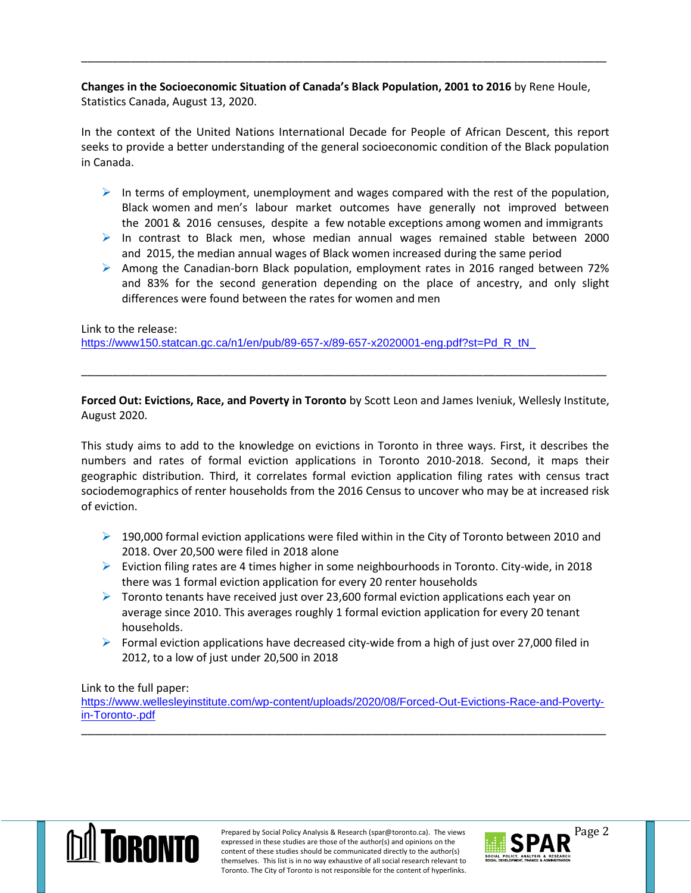---

**Changes in the Socioeconomic Situation of Canada's Black Population, 2001 to 2016** by Rene Houle, Statistics Canada, August 13, 2020.

In the context of the United Nations International Decade for People of African Descent, this report seeks to provide a better understanding of the general socioeconomic condition of the Black population in Canada.

- In terms of employment, unemployment and wages compared with the rest of the population, Black women and men's labour market outcomes have generally not improved between the 2001 & 2016 censuses, despite a few notable exceptions among women and immigrants
- In contrast to Black men, whose median annual wages remained stable between 2000 and 2015, the median annual wages of Black women increased during the same period
- Among the Canadian-born Black population, employment rates in 2016 ranged between 72% and 83% for the second generation depending on the place of ancestry, and only slight differences were found between the rates for women and men

Link to the release:
https://www150.statcan.gc.ca/n1/en/pub/89-657-x/89-657-x2020001-eng.pdf?st=Pd_R_tN_

---

**Forced Out: Evictions, Race, and Poverty in Toronto** by Scott Leon and James Iveniuk, Wellesly Institute, August 2020.

This study aims to add to the knowledge on evictions in Toronto in three ways. First, it describes the numbers and rates of formal eviction applications in Toronto 2010-2018. Second, it maps their geographic distribution. Third, it correlates formal eviction application filing rates with census tract sociodemographics of renter households from the 2016 Census to uncover who may be at increased risk of eviction.

- 190,000 formal eviction applications were filed within in the City of Toronto between 2010 and 2018. Over 20,500 were filed in 2018 alone
- Eviction filing rates are 4 times higher in some neighbourhoods in Toronto. City-wide, in 2018 there was 1 formal eviction application for every 20 renter households
- Toronto tenants have received just over 23,600 formal eviction applications each year on average since 2010. This averages roughly 1 formal eviction application for every 20 tenant households.
- Formal eviction applications have decreased city-wide from a high of just over 27,000 filed in 2012, to a low of just under 20,500 in 2018

Link to the full paper:
https://www.wellesleyinstitute.com/wp-content/uploads/2020/08/Forced-Out-Evictions-Race-and-Poverty-in-Toronto-.pdf

---

Prepared by Social Policy Analysis & Research (spar@toronto.ca). The views expressed in these studies are those of the author(s) and opinions on the content of these studies should be communicated directly to the author(s) themselves. This list is in no way exhaustive of all social research relevant to Toronto. The City of Toronto is not responsible for the content of hyperlinks.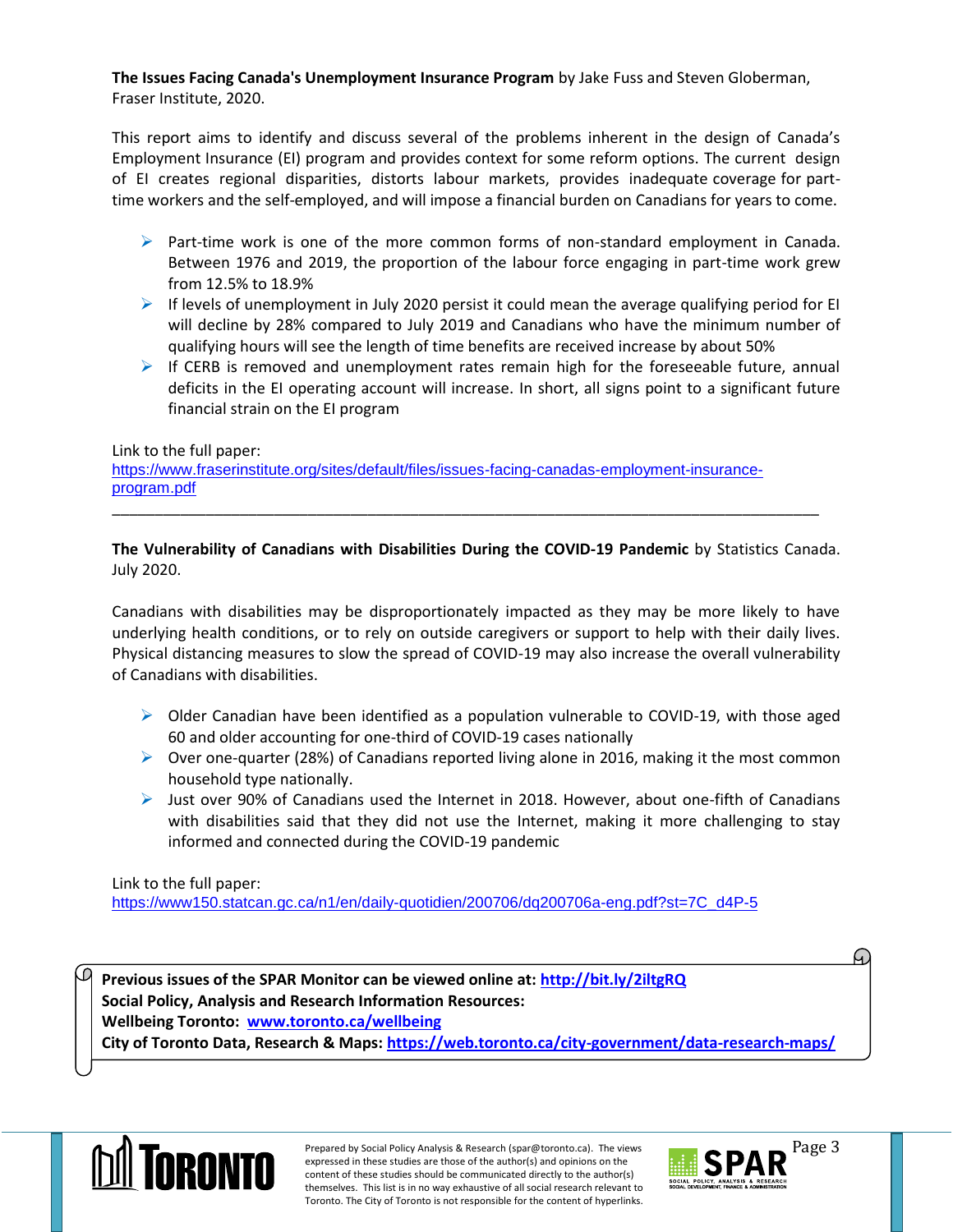**The Issues Facing Canada's Unemployment Insurance Program** by Jake Fuss and Steven Globerman, Fraser Institute, 2020.

This report aims to identify and discuss several of the problems inherent in the design of Canada's Employment Insurance (EI) program and provides context for some reform options. The current design of EI creates regional disparities, distorts labour markets, provides inadequate coverage for part-time workers and the self-employed, and will impose a financial burden on Canadians for years to come.

- Part-time work is one of the more common forms of non-standard employment in Canada. Between 1976 and 2019, the proportion of the labour force engaging in part-time work grew from 12.5% to 18.9%
- If levels of unemployment in July 2020 persist it could mean the average qualifying period for EI will decline by 28% compared to July 2019 and Canadians who have the minimum number of qualifying hours will see the length of time benefits are received increase by about 50%
- If CERB is removed and unemployment rates remain high for the foreseeable future, annual deficits in the EI operating account will increase. In short, all signs point to a significant future financial strain on the EI program

Link to the full paper:
https://www.fraserinstitute.org/sites/default/files/issues-facing-canadas-employment-insurance-program.pdf

---

**The Vulnerability of Canadians with Disabilities During the COVID-19 Pandemic** by Statistics Canada. July 2020.

Canadians with disabilities may be disproportionately impacted as they may be more likely to have underlying health conditions, or to rely on outside caregivers or support to help with their daily lives. Physical distancing measures to slow the spread of COVID-19 may also increase the overall vulnerability of Canadians with disabilities.

- Older Canadian have been identified as a population vulnerable to COVID-19, with those aged 60 and older accounting for one-third of COVID-19 cases nationally
- Over one-quarter (28%) of Canadians reported living alone in 2016, making it the most common household type nationally.
- Just over 90% of Canadians used the Internet in 2018. However, about one-fifth of Canadians with disabilities said that they did not use the Internet, making it more challenging to stay informed and connected during the COVID-19 pandemic

Link to the full paper:
https://www150.statcan.gc.ca/n1/en/daily-quotidien/200706/dq200706-eng.pdf?st=7C_d4P-5

**Previous issues of the SPAR Monitor can be viewed online at: http://bit.ly/2iltgRQ**
**Social Policy, Analysis and Research Information Resources:**
**Wellbeing Toronto: www.toronto.ca/wellbeing**
**City of Toronto Data, Research & Maps: https://web.toronto.ca/city-government/data-research-maps/**

Prepared by Social Policy Analysis & Research (spar@toronto.ca). The views expressed in these studies are those of the author(s) and opinions on the content of these studies should be communicated directly to the author(s) themselves. This list is in no way exhaustive of all social research relevant to Toronto. The City of Toronto is not responsible for the content of hyperlinks.